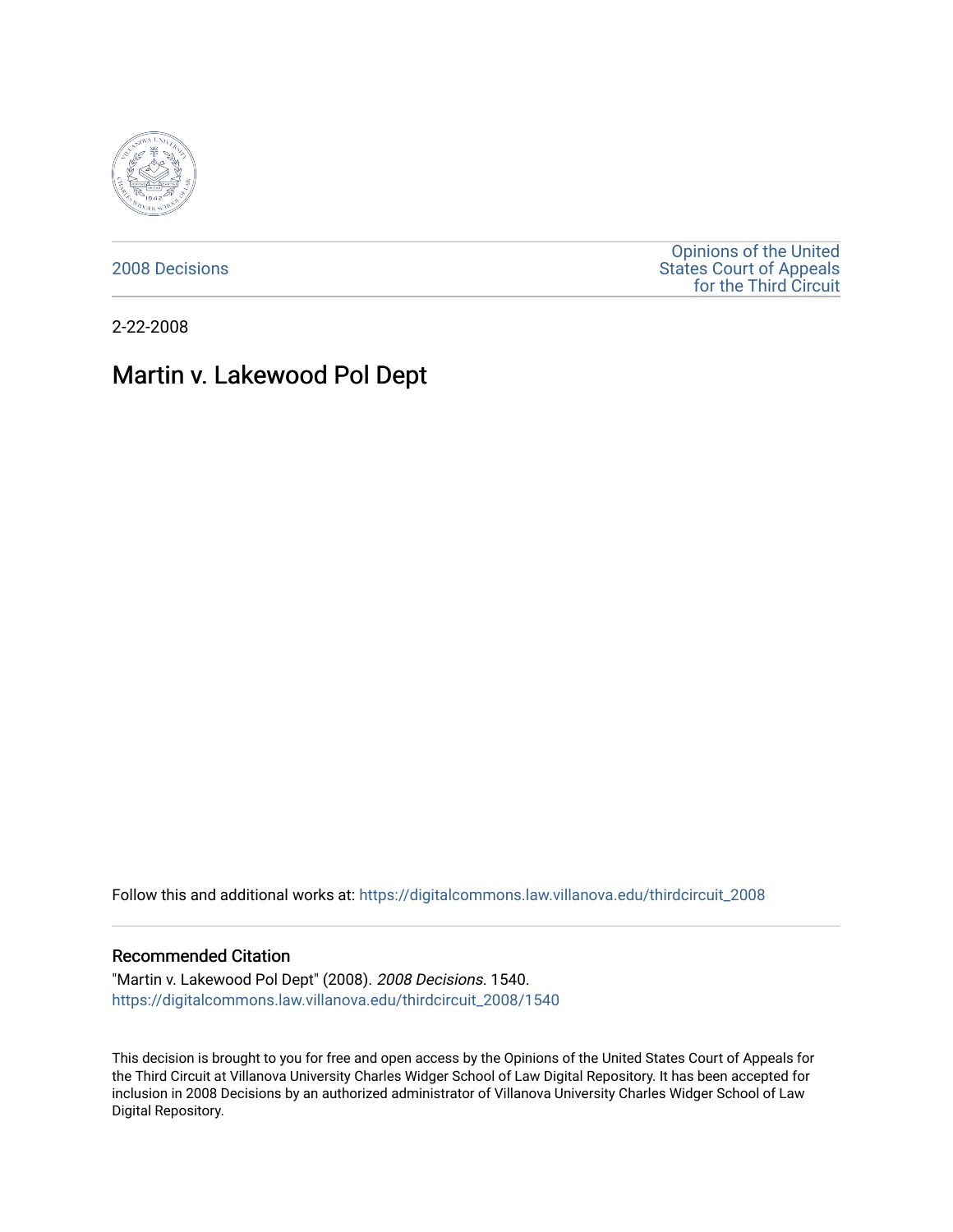2008 Decisions

Opinions of the United States Court of Appeals for the Third Circuit

2-22-2008

# Martin v. Lakewood Pol Dept

Follow this and additional works at: https://digitalcommons.law.villanova.edu/thirdcircuit_2008

## Recommended Citation

"Martin v. Lakewood Pol Dept" (2008). *2008 Decisions*. 1540.
https://digitalcommons.law.villanova.edu/thirdcircuit_2008/1540

This decision is brought to you for free and open access by the Opinions of the United States Court of Appeals for the Third Circuit at Villanova University Charles Widger School of Law Digital Repository. It has been accepted for inclusion in 2008 Decisions by an authorized administrator of Villanova University Charles Widger School of Law Digital Repository.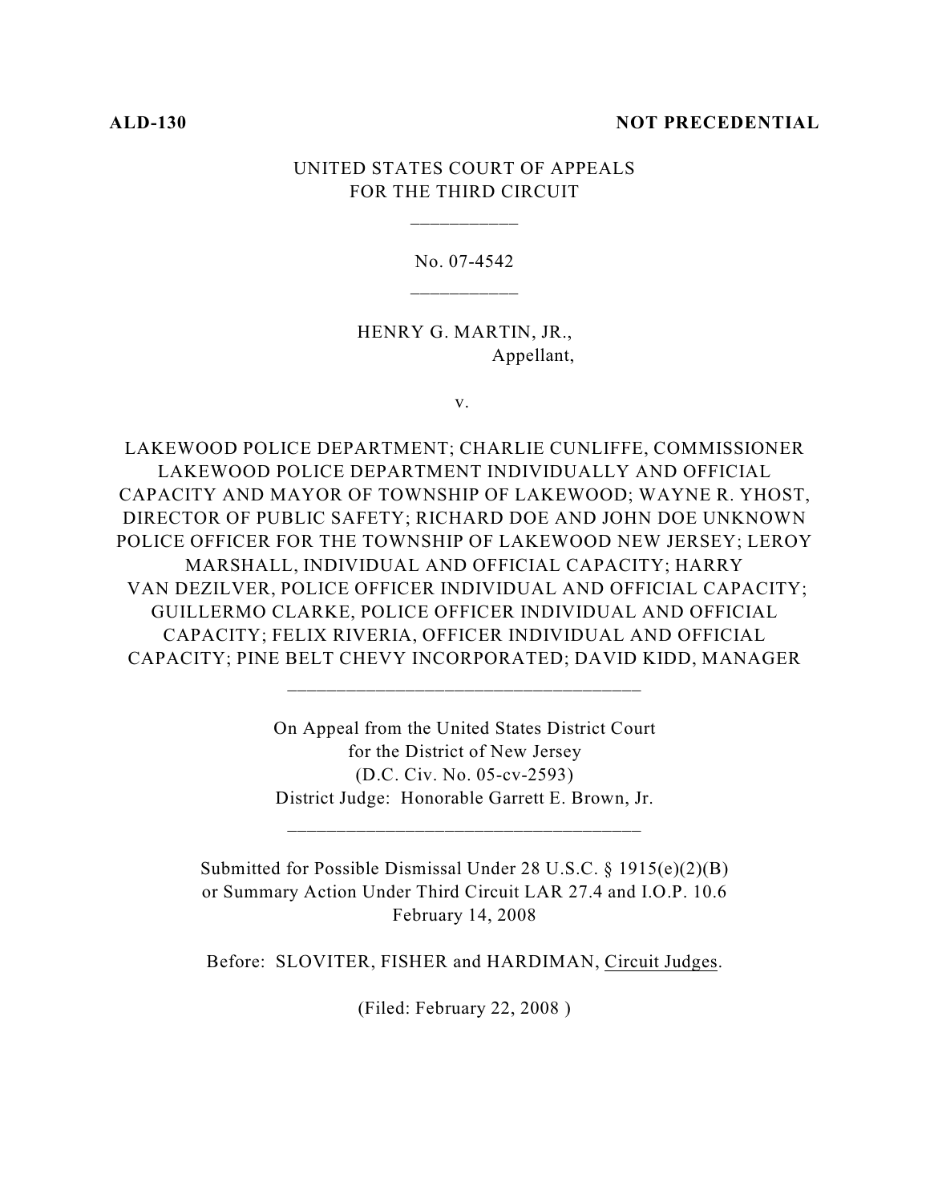**ALD-130** **NOT PRECEDENTIAL**

UNITED STATES COURT OF APPEALS
FOR THE THIRD CIRCUIT

\_\_\_\_\_\_\_\_\_\_\_

No. 07-4542

\_\_\_\_\_\_\_\_\_\_\_

HENRY G. MARTIN, JR.,
Appellant,

v.

LAKEWOOD POLICE DEPARTMENT; CHARLIE CUNLIFFE, COMMISSIONER LAKEWOOD POLICE DEPARTMENT INDIVIDUALLY AND OFFICIAL CAPACITY AND MAYOR OF TOWNSHIP OF LAKEWOOD; WAYNE R. YHOST, DIRECTOR OF PUBLIC SAFETY; RICHARD DOE AND JOHN DOE UNKNOWN POLICE OFFICER FOR THE TOWNSHIP OF LAKEWOOD NEW JERSEY; LEROY MARSHALL, INDIVIDUAL AND OFFICIAL CAPACITY; HARRY VAN DEZILVER, POLICE OFFICER INDIVIDUAL AND OFFICIAL CAPACITY; GUILLERMO CLARKE, POLICE OFFICER INDIVIDUAL AND OFFICIAL CAPACITY; FELIX RIVERIA, OFFICER INDIVIDUAL AND OFFICIAL CAPACITY; PINE BELT CHEVY INCORPORATED; DAVID KIDD, MANAGER

\_\_\_\_\_\_\_\_\_\_\_\_\_\_\_\_\_\_\_\_\_\_\_\_\_\_\_\_\_\_\_\_\_\_\_\_

On Appeal from the United States District Court
for the District of New Jersey
(D.C. Civ. No. 05-cv-2593)
District Judge: Honorable Garrett E. Brown, Jr.

\_\_\_\_\_\_\_\_\_\_\_\_\_\_\_\_\_\_\_\_\_\_\_\_\_\_\_\_\_\_\_\_\_\_\_\_

Submitted for Possible Dismissal Under 28 U.S.C. § 1915(e)(2)(B)
or Summary Action Under Third Circuit LAR 27.4 and I.O.P. 10.6
February 14, 2008

Before: SLOVITER, FISHER and HARDIMAN, Circuit Judges.

(Filed: February 22, 2008 )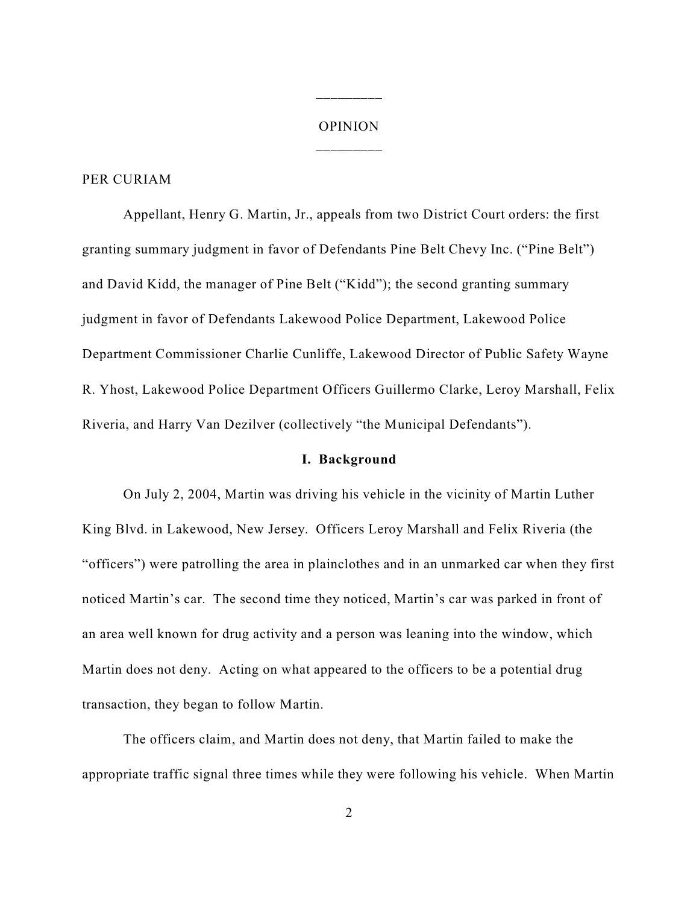---

OPINION

---

PER CURIAM

Appellant, Henry G. Martin, Jr., appeals from two District Court orders: the first granting summary judgment in favor of Defendants Pine Belt Chevy Inc. ("Pine Belt") and David Kidd, the manager of Pine Belt ("Kidd"); the second granting summary judgment in favor of Defendants Lakewood Police Department, Lakewood Police Department Commissioner Charlie Cunliffe, Lakewood Director of Public Safety Wayne R. Yhost, Lakewood Police Department Officers Guillermo Clarke, Leroy Marshall, Felix Riveria, and Harry Van Dezilver (collectively "the Municipal Defendants").

## I. Background

On July 2, 2004, Martin was driving his vehicle in the vicinity of Martin Luther King Blvd. in Lakewood, New Jersey. Officers Leroy Marshall and Felix Riveria (the "officers") were patrolling the area in plainclothes and in an unmarked car when they first noticed Martin's car. The second time they noticed, Martin's car was parked in front of an area well known for drug activity and a person was leaning into the window, which Martin does not deny. Acting on what appeared to the officers to be a potential drug transaction, they began to follow Martin.

The officers claim, and Martin does not deny, that Martin failed to make the appropriate traffic signal three times while they were following his vehicle. When Martin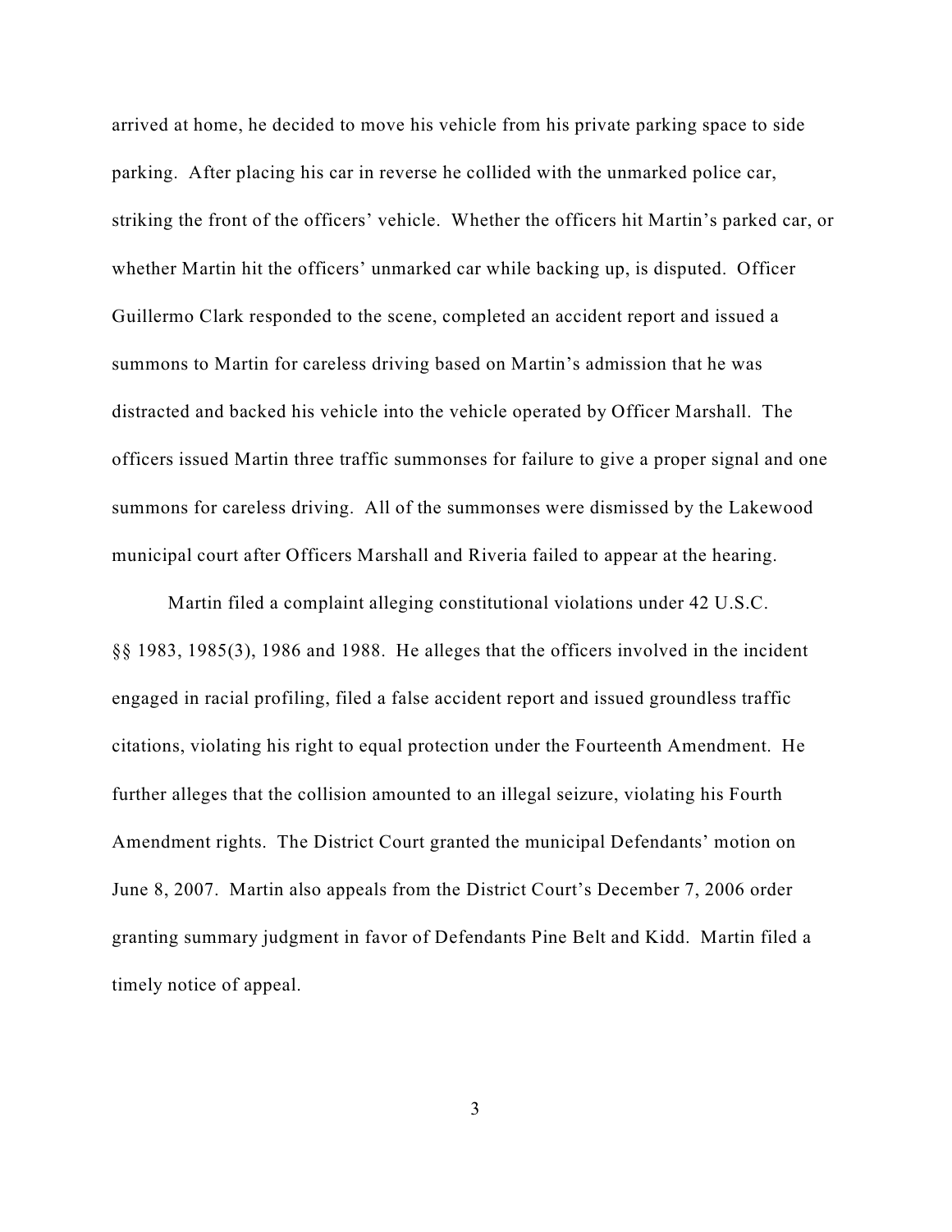arrived at home, he decided to move his vehicle from his private parking space to side parking. After placing his car in reverse he collided with the unmarked police car, striking the front of the officers' vehicle. Whether the officers hit Martin's parked car, or whether Martin hit the officers' unmarked car while backing up, is disputed. Officer Guillermo Clark responded to the scene, completed an accident report and issued a summons to Martin for careless driving based on Martin's admission that he was distracted and backed his vehicle into the vehicle operated by Officer Marshall. The officers issued Martin three traffic summonses for failure to give a proper signal and one summons for careless driving. All of the summonses were dismissed by the Lakewood municipal court after Officers Marshall and Riveria failed to appear at the hearing.

Martin filed a complaint alleging constitutional violations under 42 U.S.C. §§ 1983, 1985(3), 1986 and 1988. He alleges that the officers involved in the incident engaged in racial profiling, filed a false accident report and issued groundless traffic citations, violating his right to equal protection under the Fourteenth Amendment. He further alleges that the collision amounted to an illegal seizure, violating his Fourth Amendment rights. The District Court granted the municipal Defendants' motion on June 8, 2007. Martin also appeals from the District Court's December 7, 2006 order granting summary judgment in favor of Defendants Pine Belt and Kidd. Martin filed a timely notice of appeal.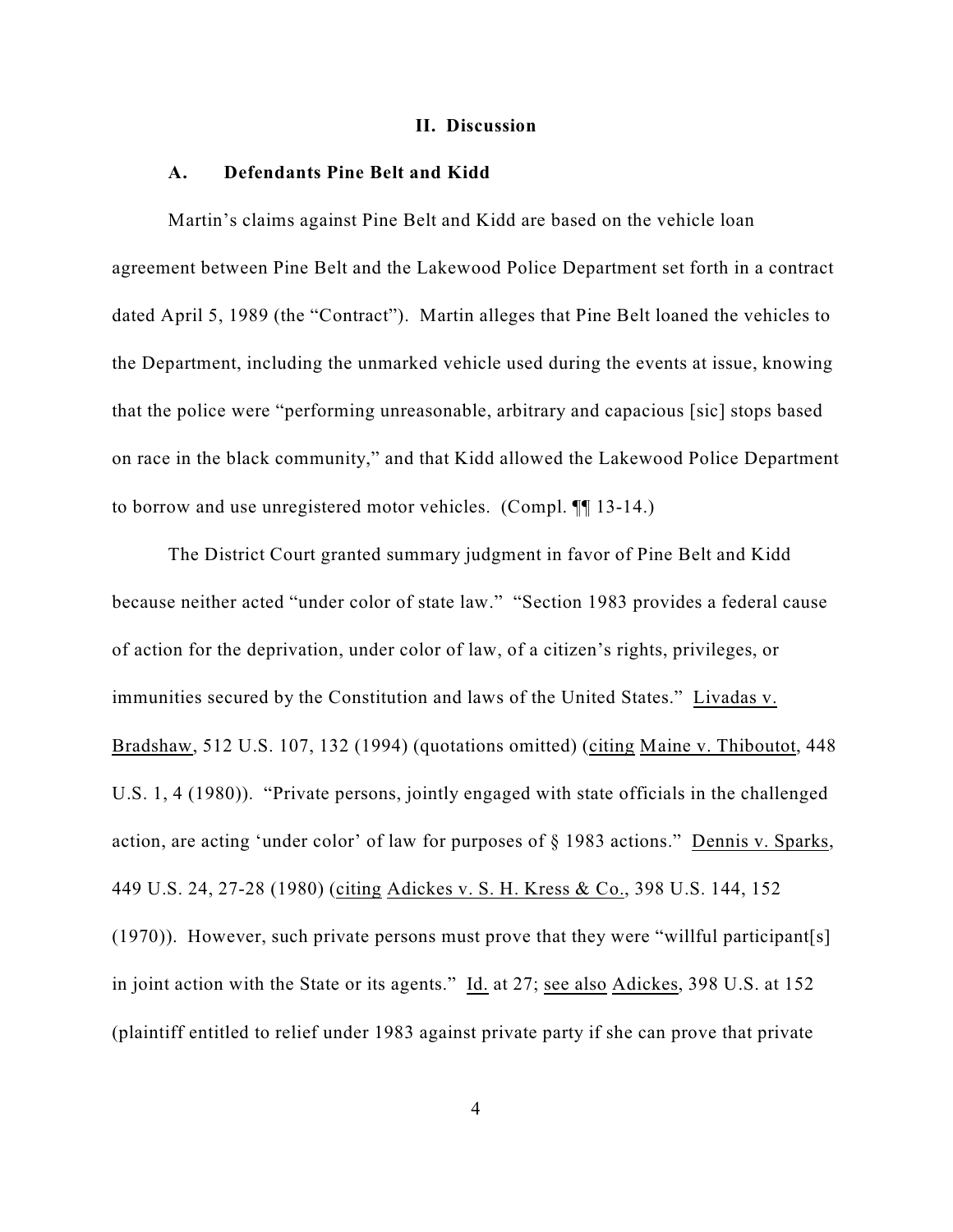## II. Discussion

### A. Defendants Pine Belt and Kidd

Martin's claims against Pine Belt and Kidd are based on the vehicle loan agreement between Pine Belt and the Lakewood Police Department set forth in a contract dated April 5, 1989 (the "Contract"). Martin alleges that Pine Belt loaned the vehicles to the Department, including the unmarked vehicle used during the events at issue, knowing that the police were "performing unreasonable, arbitrary and capacious [sic] stops based on race in the black community," and that Kidd allowed the Lakewood Police Department to borrow and use unregistered motor vehicles. (Compl. ¶¶ 13-14.)

The District Court granted summary judgment in favor of Pine Belt and Kidd because neither acted "under color of state law." "Section 1983 provides a federal cause of action for the deprivation, under color of law, of a citizen's rights, privileges, or immunities secured by the Constitution and laws of the United States." Livadas v. Bradshaw, 512 U.S. 107, 132 (1994) (quotations omitted) (citing Maine v. Thiboutot, 448 U.S. 1, 4 (1980)). "Private persons, jointly engaged with state officials in the challenged action, are acting 'under color' of law for purposes of § 1983 actions." Dennis v. Sparks, 449 U.S. 24, 27-28 (1980) (citing Adickes v. S. H. Kress & Co., 398 U.S. 144, 152 (1970)). However, such private persons must prove that they were "willful participant[s] in joint action with the State or its agents." Id. at 27; see also Adickes, 398 U.S. at 152 (plaintiff entitled to relief under 1983 against private party if she can prove that private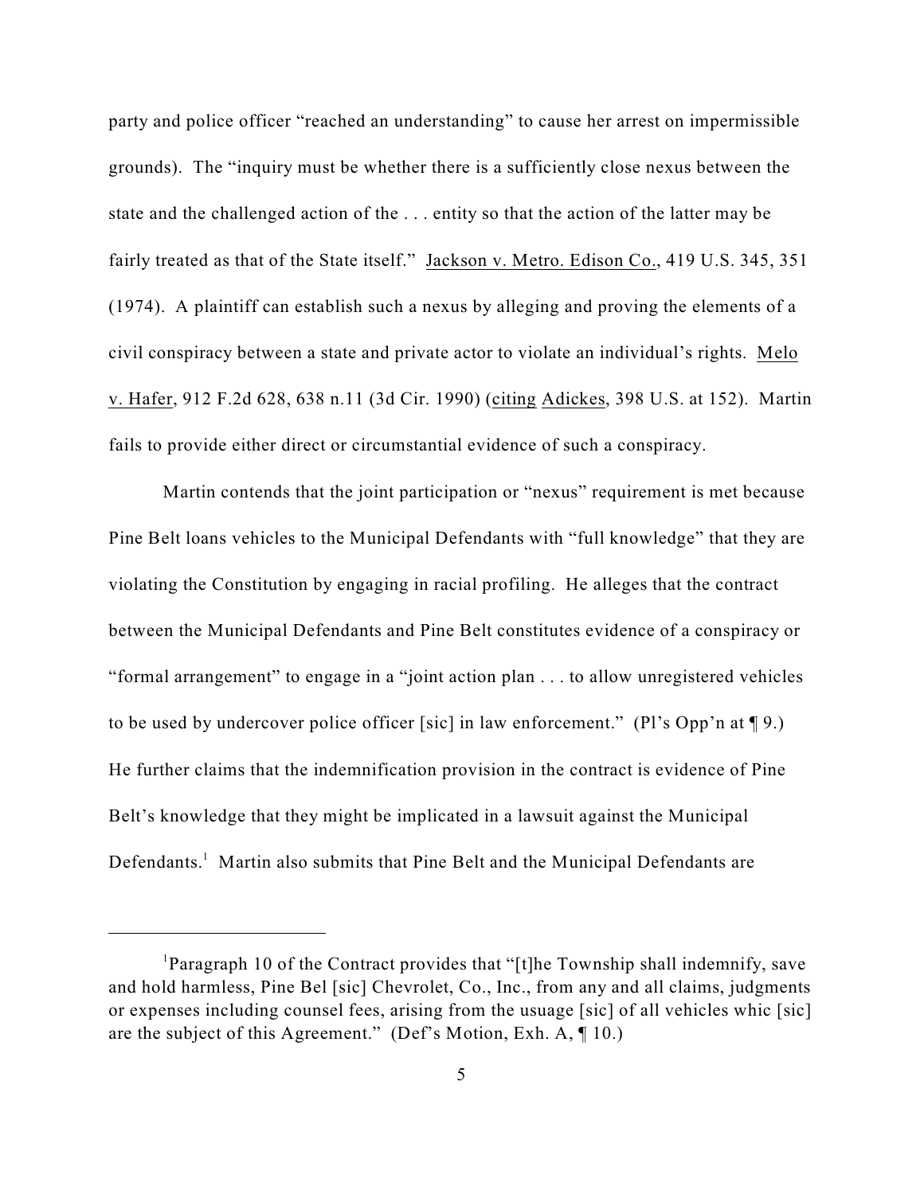party and police officer "reached an understanding" to cause her arrest on impermissible grounds). The "inquiry must be whether there is a sufficiently close nexus between the state and the challenged action of the . . . entity so that the action of the latter may be fairly treated as that of the State itself." Jackson v. Metro. Edison Co., 419 U.S. 345, 351 (1974). A plaintiff can establish such a nexus by alleging and proving the elements of a civil conspiracy between a state and private actor to violate an individual's rights. Melo v. Hafer, 912 F.2d 628, 638 n.11 (3d Cir. 1990) (citing Adickes, 398 U.S. at 152). Martin fails to provide either direct or circumstantial evidence of such a conspiracy.

Martin contends that the joint participation or "nexus" requirement is met because Pine Belt loans vehicles to the Municipal Defendants with "full knowledge" that they are violating the Constitution by engaging in racial profiling. He alleges that the contract between the Municipal Defendants and Pine Belt constitutes evidence of a conspiracy or "formal arrangement" to engage in a "joint action plan . . . to allow unregistered vehicles to be used by undercover police officer [sic] in law enforcement." (Pl's Opp'n at ¶ 9.) He further claims that the indemnification provision in the contract is evidence of Pine Belt's knowledge that they might be implicated in a lawsuit against the Municipal Defendants.[1] Martin also submits that Pine Belt and the Municipal Defendants are

---

[1] Paragraph 10 of the Contract provides that "[t]he Township shall indemnify, save and hold harmless, Pine Bel [sic] Chevrolet, Co., Inc., from any and all claims, judgments or expenses including counsel fees, arising from the usuage [sic] of all vehicles whic [sic] are the subject of this Agreement." (Def's Motion, Exh. A, ¶ 10.)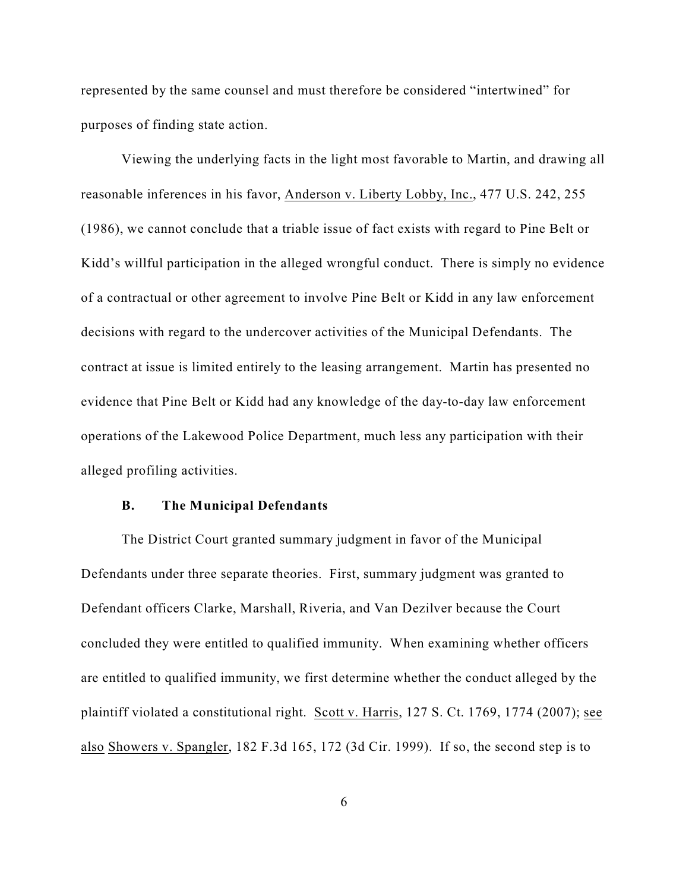represented by the same counsel and must therefore be considered "intertwined" for purposes of finding state action.

Viewing the underlying facts in the light most favorable to Martin, and drawing all reasonable inferences in his favor, Anderson v. Liberty Lobby, Inc., 477 U.S. 242, 255 (1986), we cannot conclude that a triable issue of fact exists with regard to Pine Belt or Kidd's willful participation in the alleged wrongful conduct. There is simply no evidence of a contractual or other agreement to involve Pine Belt or Kidd in any law enforcement decisions with regard to the undercover activities of the Municipal Defendants. The contract at issue is limited entirely to the leasing arrangement. Martin has presented no evidence that Pine Belt or Kidd had any knowledge of the day-to-day law enforcement operations of the Lakewood Police Department, much less any participation with their alleged profiling activities.

**B. The Municipal Defendants**

The District Court granted summary judgment in favor of the Municipal Defendants under three separate theories. First, summary judgment was granted to Defendant officers Clarke, Marshall, Riveria, and Van Dezilver because the Court concluded they were entitled to qualified immunity. When examining whether officers are entitled to qualified immunity, we first determine whether the conduct alleged by the plaintiff violated a constitutional right. Scott v. Harris, 127 S. Ct. 1769, 1774 (2007); see also Showers v. Spangler, 182 F.3d 165, 172 (3d Cir. 1999). If so, the second step is to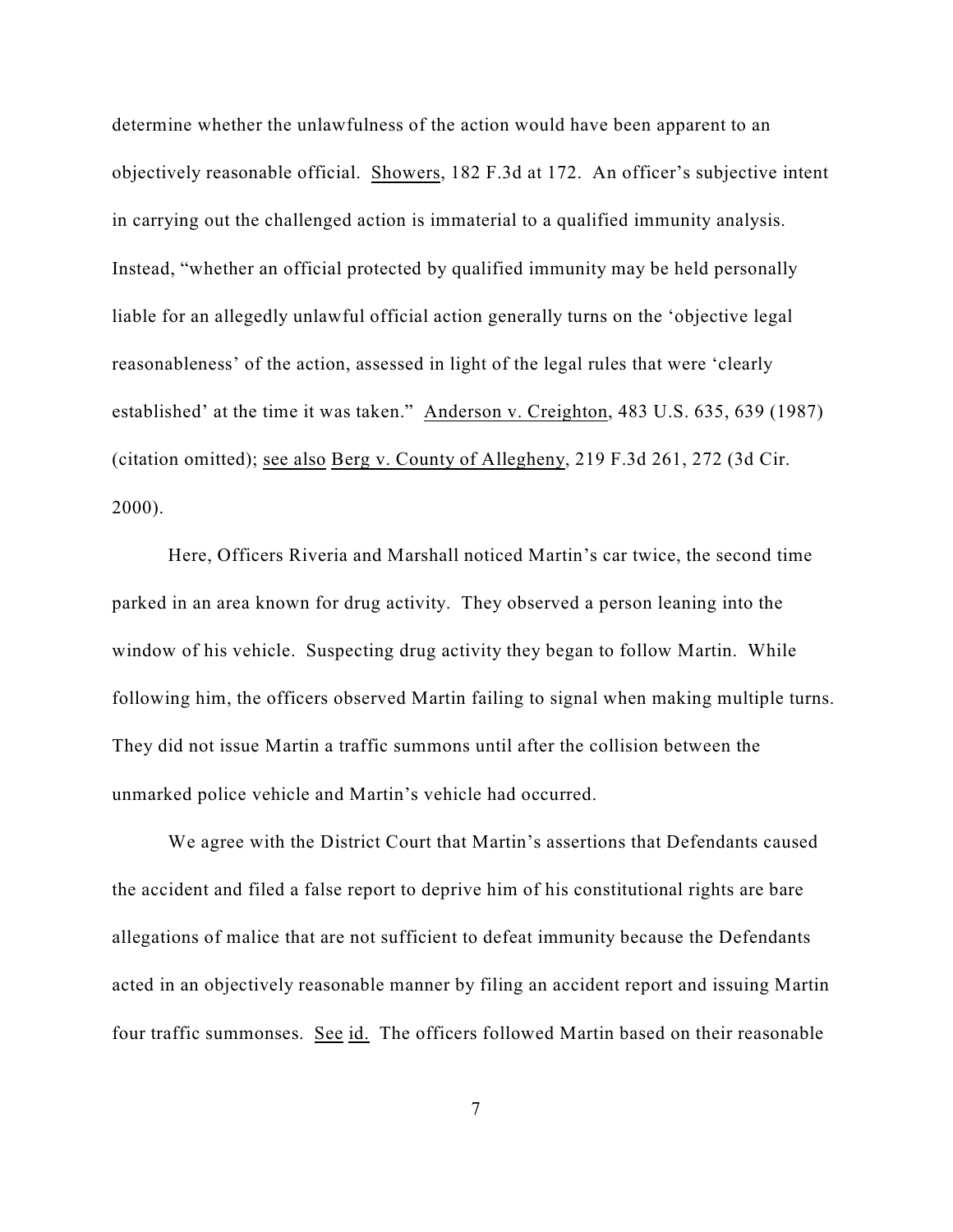determine whether the unlawfulness of the action would have been apparent to an objectively reasonable official. Showers, 182 F.3d at 172. An officer's subjective intent in carrying out the challenged action is immaterial to a qualified immunity analysis. Instead, "whether an official protected by qualified immunity may be held personally liable for an allegedly unlawful official action generally turns on the 'objective legal reasonableness' of the action, assessed in light of the legal rules that were 'clearly established' at the time it was taken." Anderson v. Creighton, 483 U.S. 635, 639 (1987) (citation omitted); see also Berg v. County of Allegheny, 219 F.3d 261, 272 (3d Cir. 2000).

Here, Officers Riveria and Marshall noticed Martin's car twice, the second time parked in an area known for drug activity. They observed a person leaning into the window of his vehicle. Suspecting drug activity they began to follow Martin. While following him, the officers observed Martin failing to signal when making multiple turns. They did not issue Martin a traffic summons until after the collision between the unmarked police vehicle and Martin's vehicle had occurred.

We agree with the District Court that Martin's assertions that Defendants caused the accident and filed a false report to deprive him of his constitutional rights are bare allegations of malice that are not sufficient to defeat immunity because the Defendants acted in an objectively reasonable manner by filing an accident report and issuing Martin four traffic summonses. See id. The officers followed Martin based on their reasonable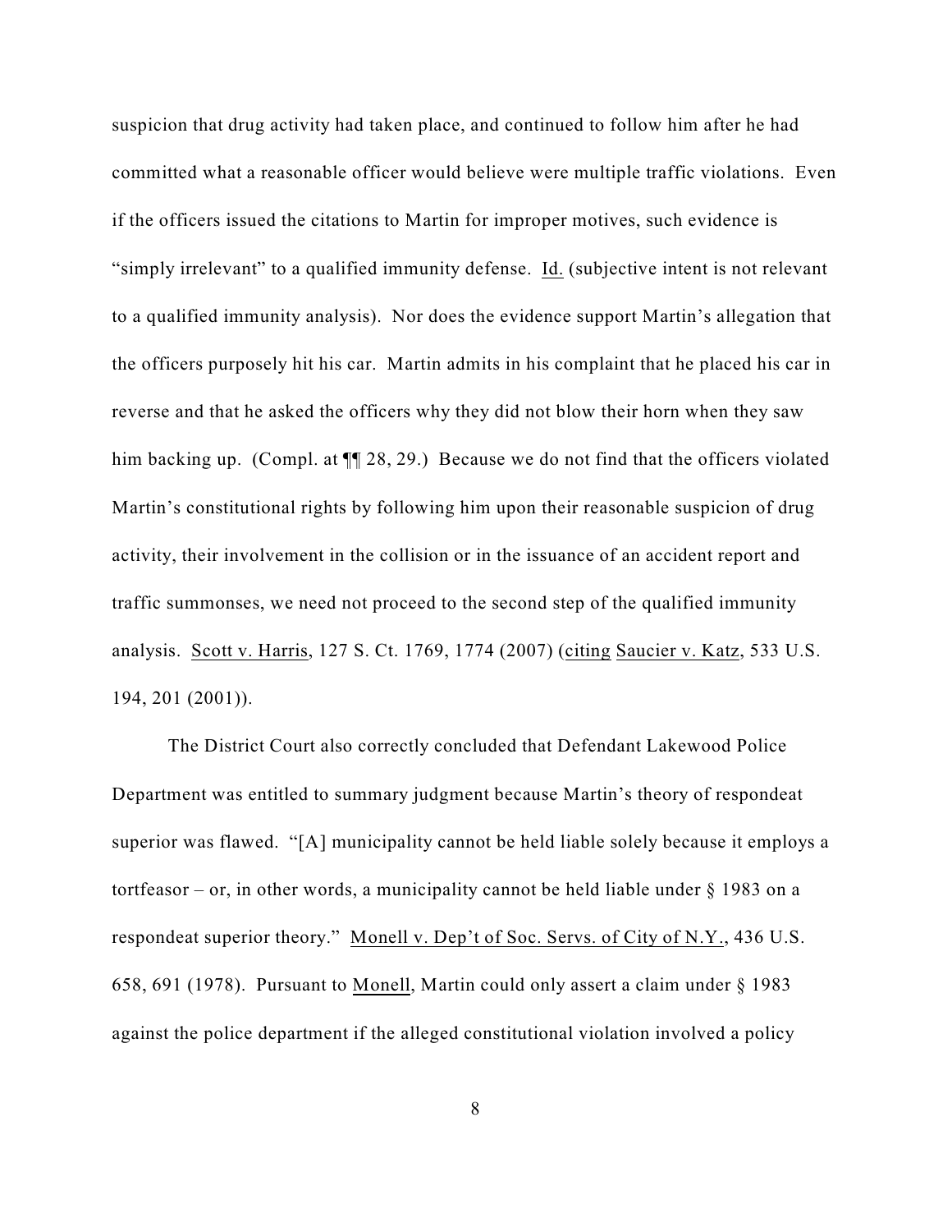suspicion that drug activity had taken place, and continued to follow him after he had committed what a reasonable officer would believe were multiple traffic violations. Even if the officers issued the citations to Martin for improper motives, such evidence is "simply irrelevant" to a qualified immunity defense. Id. (subjective intent is not relevant to a qualified immunity analysis). Nor does the evidence support Martin's allegation that the officers purposely hit his car. Martin admits in his complaint that he placed his car in reverse and that he asked the officers why they did not blow their horn when they saw him backing up. (Compl. at ¶¶ 28, 29.) Because we do not find that the officers violated Martin's constitutional rights by following him upon their reasonable suspicion of drug activity, their involvement in the collision or in the issuance of an accident report and traffic summonses, we need not proceed to the second step of the qualified immunity analysis. Scott v. Harris, 127 S. Ct. 1769, 1774 (2007) (citing Saucier v. Katz, 533 U.S. 194, 201 (2001)).

The District Court also correctly concluded that Defendant Lakewood Police Department was entitled to summary judgment because Martin's theory of respondeat superior was flawed. "[A] municipality cannot be held liable solely because it employs a tortfeasor – or, in other words, a municipality cannot be held liable under § 1983 on a respondeat superior theory." Monell v. Dep't of Soc. Servs. of City of N.Y., 436 U.S. 658, 691 (1978). Pursuant to Monell, Martin could only assert a claim under § 1983 against the police department if the alleged constitutional violation involved a policy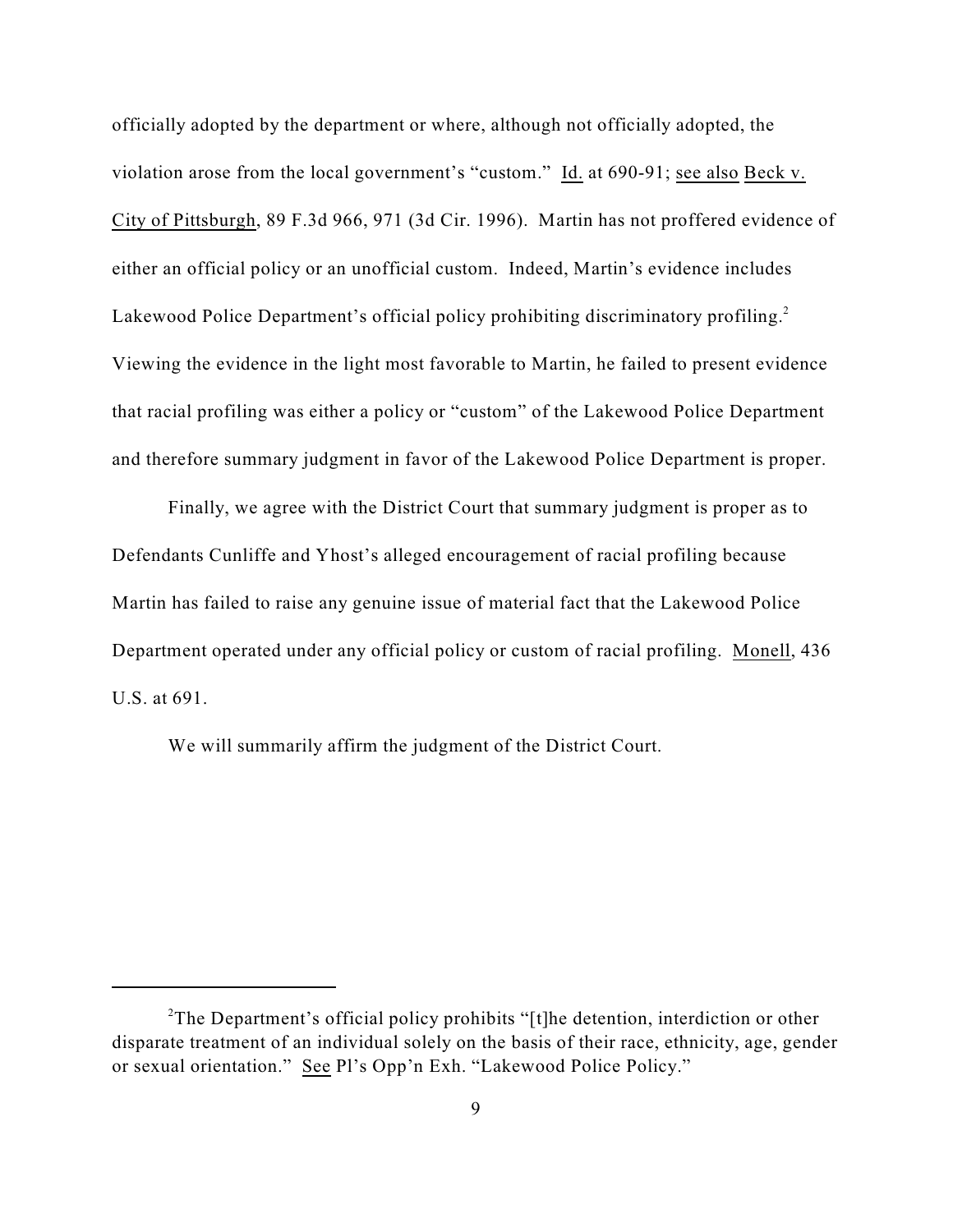officially adopted by the department or where, although not officially adopted, the violation arose from the local government's "custom." Id. at 690-91; see also Beck v. City of Pittsburgh, 89 F.3d 966, 971 (3d Cir. 1996). Martin has not proffered evidence of either an official policy or an unofficial custom. Indeed, Martin's evidence includes Lakewood Police Department's official policy prohibiting discriminatory profiling.[2] Viewing the evidence in the light most favorable to Martin, he failed to present evidence that racial profiling was either a policy or "custom" of the Lakewood Police Department and therefore summary judgment in favor of the Lakewood Police Department is proper.

Finally, we agree with the District Court that summary judgment is proper as to Defendants Cunliffe and Yhost's alleged encouragement of racial profiling because Martin has failed to raise any genuine issue of material fact that the Lakewood Police Department operated under any official policy or custom of racial profiling. Monell, 436 U.S. at 691.

We will summarily affirm the judgment of the District Court.

---

[2]The Department's official policy prohibits "[t]he detention, interdiction or other disparate treatment of an individual solely on the basis of their race, ethnicity, age, gender or sexual orientation." See Pl's Opp'n Exh. "Lakewood Police Policy."